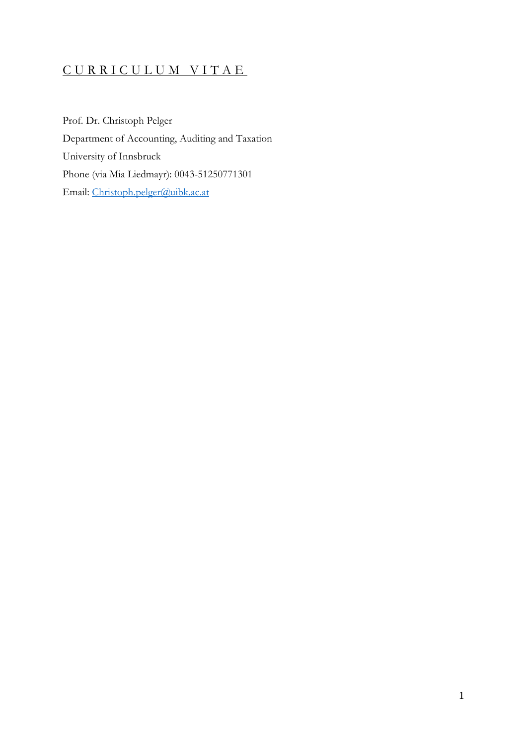# C U R R I C U L U M  V I T A E

Prof. Dr. Christoph Pelger

Department of Accounting, Auditing and Taxation

University of Innsbruck

Phone (via Mia Liedmayr): 0043-51250771301

Email: Christoph.pelger@uibk.ac.at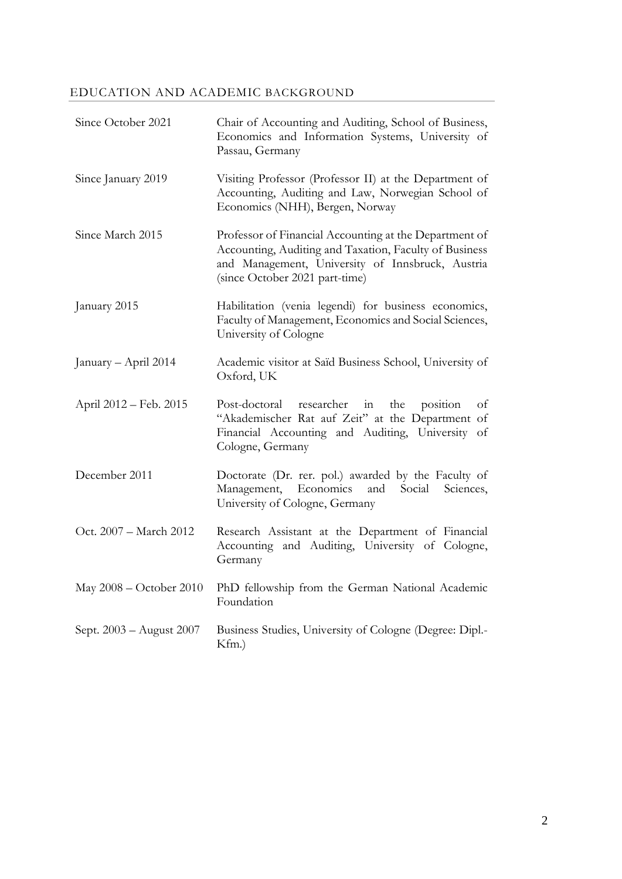## EDUCATION AND ACADEMIC BACKGROUND

| | |
|---|---|
| Since October 2021 | Chair of Accounting and Auditing, School of Business, Economics and Information Systems, University of Passau, Germany |
| Since January 2019 | Visiting Professor (Professor II) at the Department of Accounting, Auditing and Law, Norwegian School of Economics (NHH), Bergen, Norway |
| Since March 2015 | Professor of Financial Accounting at the Department of Accounting, Auditing and Taxation, Faculty of Business and Management, University of Innsbruck, Austria (since October 2021 part-time) |
| January 2015 | Habilitation (venia legendi) for business economics, Faculty of Management, Economics and Social Sciences, University of Cologne |
| January – April 2014 | Academic visitor at Saïd Business School, University of Oxford, UK |
| April 2012 – Feb. 2015 | Post-doctoral researcher in the position of "Akademischer Rat auf Zeit" at the Department of Financial Accounting and Auditing, University of Cologne, Germany |
| December 2011 | Doctorate (Dr. rer. pol.) awarded by the Faculty of Management, Economics and Social Sciences, University of Cologne, Germany |
| Oct. 2007 – March 2012 | Research Assistant at the Department of Financial Accounting and Auditing, University of Cologne, Germany |
| May 2008 – October 2010 | PhD fellowship from the German National Academic Foundation |
| Sept. 2003 – August 2007 | Business Studies, University of Cologne (Degree: Dipl.-Kfm.) |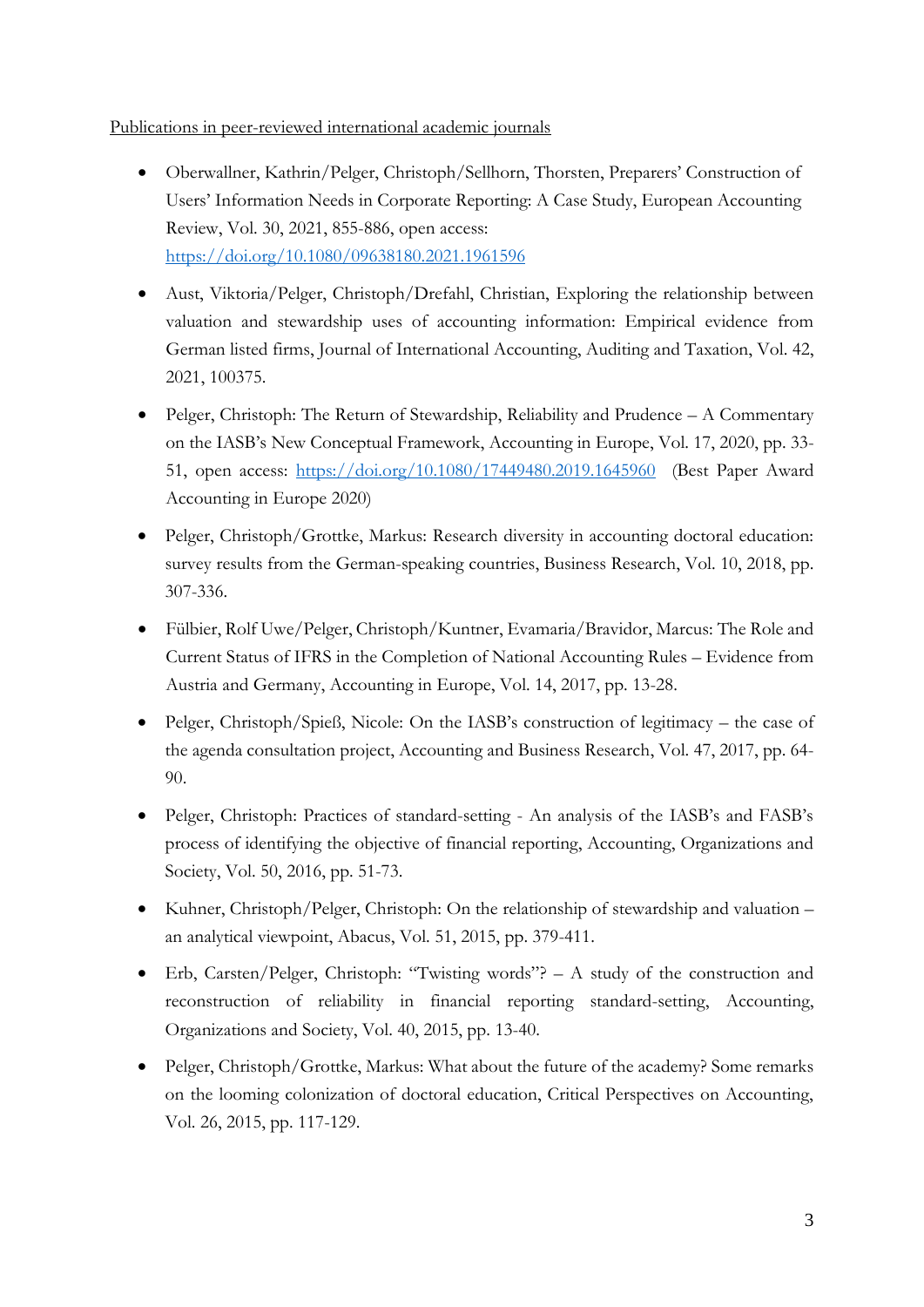<u>Publications in peer-reviewed international academic journals</u>

- Oberwallner, Kathrin/Pelger, Christoph/Sellhorn, Thorsten, Preparers' Construction of Users' Information Needs in Corporate Reporting: A Case Study, European Accounting Review, Vol. 30, 2021, 855-886, open access: https://doi.org/10.1080/09638180.2021.1961596
- Aust, Viktoria/Pelger, Christoph/Drefahl, Christian, Exploring the relationship between valuation and stewardship uses of accounting information: Empirical evidence from German listed firms, Journal of International Accounting, Auditing and Taxation, Vol. 42, 2021, 100375.
- Pelger, Christoph: The Return of Stewardship, Reliability and Prudence – A Commentary on the IASB's New Conceptual Framework, Accounting in Europe, Vol. 17, 2020, pp. 33-51, open access: https://doi.org/10.1080/17449480.2019.1645960 (Best Paper Award Accounting in Europe 2020)
- Pelger, Christoph/Grottke, Markus: Research diversity in accounting doctoral education: survey results from the German-speaking countries, Business Research, Vol. 10, 2018, pp. 307-336.
- Fülbier, Rolf Uwe/Pelger, Christoph/Kuntner, Evamaria/Bravidor, Marcus: The Role and Current Status of IFRS in the Completion of National Accounting Rules – Evidence from Austria and Germany, Accounting in Europe, Vol. 14, 2017, pp. 13-28.
- Pelger, Christoph/Spieß, Nicole: On the IASB's construction of legitimacy – the case of the agenda consultation project, Accounting and Business Research, Vol. 47, 2017, pp. 64-90.
- Pelger, Christoph: Practices of standard-setting - An analysis of the IASB's and FASB's process of identifying the objective of financial reporting, Accounting, Organizations and Society, Vol. 50, 2016, pp. 51-73.
- Kuhner, Christoph/Pelger, Christoph: On the relationship of stewardship and valuation – an analytical viewpoint, Abacus, Vol. 51, 2015, pp. 379-411.
- Erb, Carsten/Pelger, Christoph: "Twisting words"? – A study of the construction and reconstruction of reliability in financial reporting standard-setting, Accounting, Organizations and Society, Vol. 40, 2015, pp. 13-40.
- Pelger, Christoph/Grottke, Markus: What about the future of the academy? Some remarks on the looming colonization of doctoral education, Critical Perspectives on Accounting, Vol. 26, 2015, pp. 117-129.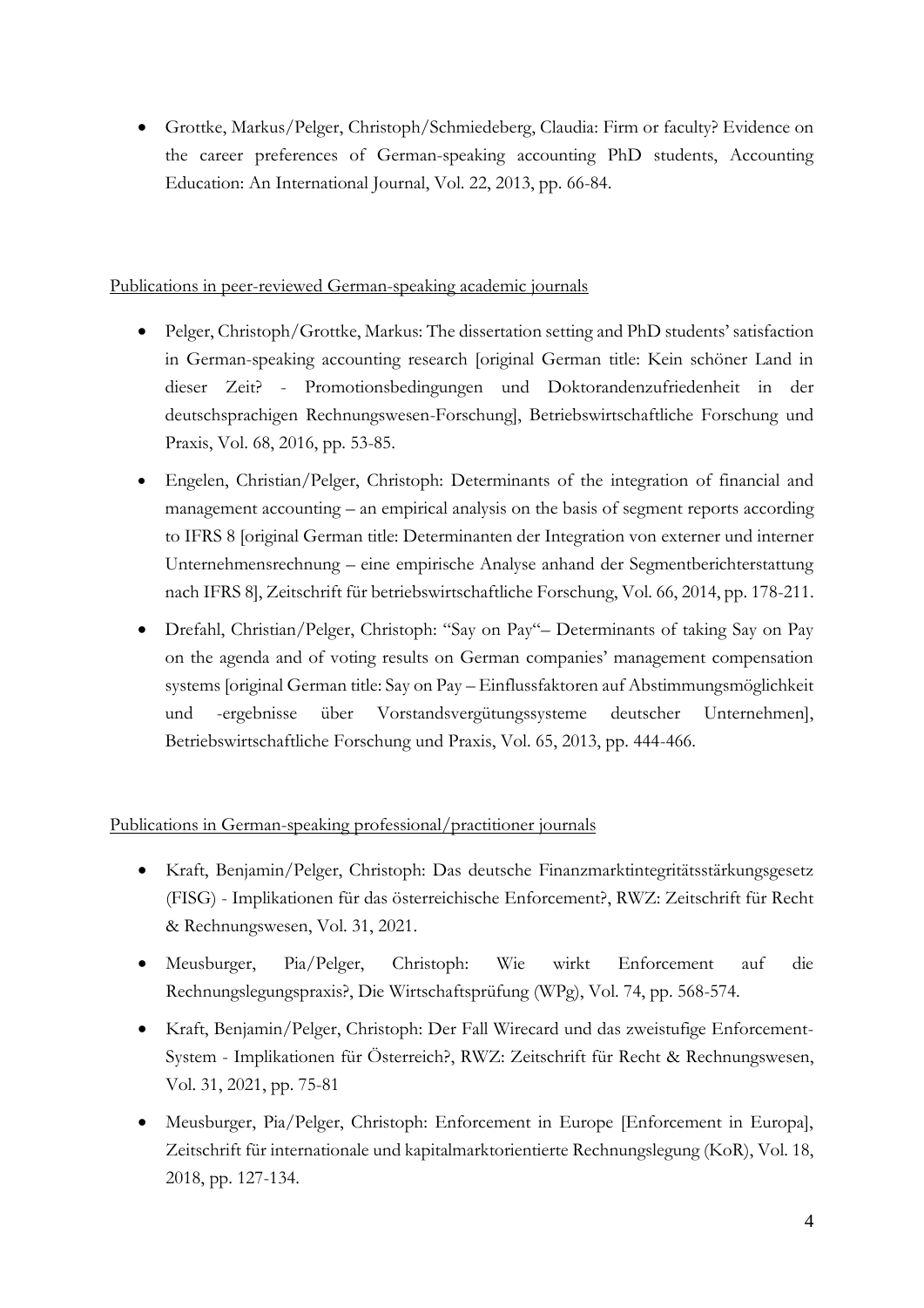- Grottke, Markus/Pelger, Christoph/Schmiedeberg, Claudia: Firm or faculty? Evidence on the career preferences of German-speaking accounting PhD students, Accounting Education: An International Journal, Vol. 22, 2013, pp. 66-84.

Publications in peer-reviewed German-speaking academic journals

- Pelger, Christoph/Grottke, Markus: The dissertation setting and PhD students' satisfaction in German-speaking accounting research [original German title: Kein schöner Land in dieser Zeit? - Promotionsbedingungen und Doktorandenzufriedenheit in der deutschsprachigen Rechnungswesen-Forschung], Betriebswirtschaftliche Forschung und Praxis, Vol. 68, 2016, pp. 53-85.
- Engelen, Christian/Pelger, Christoph: Determinants of the integration of financial and management accounting – an empirical analysis on the basis of segment reports according to IFRS 8 [original German title: Determinanten der Integration von externer und interner Unternehmensrechnung – eine empirische Analyse anhand der Segmentberichterstattung nach IFRS 8], Zeitschrift für betriebswirtschaftliche Forschung, Vol. 66, 2014, pp. 178-211.
- Drefahl, Christian/Pelger, Christoph: "Say on Pay"– Determinants of taking Say on Pay on the agenda and of voting results on German companies' management compensation systems [original German title: Say on Pay – Einflussfaktoren auf Abstimmungsmöglichkeit und -ergebnisse über Vorstandsvergütungssysteme deutscher Unternehmen], Betriebswirtschaftliche Forschung und Praxis, Vol. 65, 2013, pp. 444-466.

Publications in German-speaking professional/practitioner journals

- Kraft, Benjamin/Pelger, Christoph: Das deutsche Finanzmarktintegritätsstärkungsgesetz (FISG) - Implikationen für das österreichische Enforcement?, RWZ: Zeitschrift für Recht & Rechnungswesen, Vol. 31, 2021.
- Meusburger, Pia/Pelger, Christoph: Wie wirkt Enforcement auf die Rechnungslegungspraxis?, Die Wirtschaftsprüfung (WPg), Vol. 74, pp. 568-574.
- Kraft, Benjamin/Pelger, Christoph: Der Fall Wirecard und das zweistufige Enforcement-System - Implikationen für Österreich?, RWZ: Zeitschrift für Recht & Rechnungswesen, Vol. 31, 2021, pp. 75-81
- Meusburger, Pia/Pelger, Christoph: Enforcement in Europe [Enforcement in Europa], Zeitschrift für internationale und kapitalmarktorientierte Rechnungslegung (KoR), Vol. 18, 2018, pp. 127-134.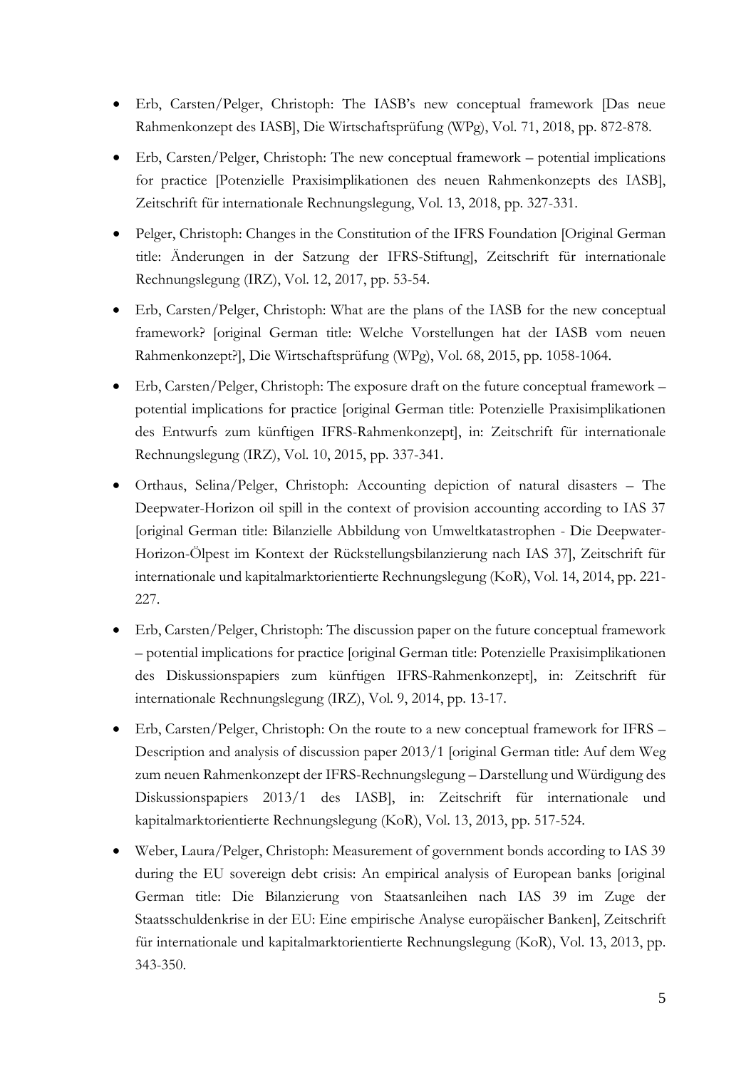- Erb, Carsten/Pelger, Christoph: The IASB's new conceptual framework [Das neue Rahmenkonzept des IASB], Die Wirtschaftsprüfung (WPg), Vol. 71, 2018, pp. 872-878.
- Erb, Carsten/Pelger, Christoph: The new conceptual framework – potential implications for practice [Potenzielle Praxisimplikationen des neuen Rahmenkonzepts des IASB], Zeitschrift für internationale Rechnungslegung, Vol. 13, 2018, pp. 327-331.
- Pelger, Christoph: Changes in the Constitution of the IFRS Foundation [Original German title: Änderungen in der Satzung der IFRS-Stiftung], Zeitschrift für internationale Rechnungslegung (IRZ), Vol. 12, 2017, pp. 53-54.
- Erb, Carsten/Pelger, Christoph: What are the plans of the IASB for the new conceptual framework? [original German title: Welche Vorstellungen hat der IASB vom neuen Rahmenkonzept?], Die Wirtschaftsprüfung (WPg), Vol. 68, 2015, pp. 1058-1064.
- Erb, Carsten/Pelger, Christoph: The exposure draft on the future conceptual framework – potential implications for practice [original German title: Potenzielle Praxisimplikationen des Entwurfs zum künftigen IFRS-Rahmenkonzept], in: Zeitschrift für internationale Rechnungslegung (IRZ), Vol. 10, 2015, pp. 337-341.
- Orthaus, Selina/Pelger, Christoph: Accounting depiction of natural disasters – The Deepwater-Horizon oil spill in the context of provision accounting according to IAS 37 [original German title: Bilanzielle Abbildung von Umweltkatastrophen - Die Deepwater-Horizon-Ölpest im Kontext der Rückstellungsbilanzierung nach IAS 37], Zeitschrift für internationale und kapitalmarktorientierte Rechnungslegung (KoR), Vol. 14, 2014, pp. 221-227.
- Erb, Carsten/Pelger, Christoph: The discussion paper on the future conceptual framework – potential implications for practice [original German title: Potenzielle Praxisimplikationen des Diskussionspapiers zum künftigen IFRS-Rahmenkonzept], in: Zeitschrift für internationale Rechnungslegung (IRZ), Vol. 9, 2014, pp. 13-17.
- Erb, Carsten/Pelger, Christoph: On the route to a new conceptual framework for IFRS – Description and analysis of discussion paper 2013/1 [original German title: Auf dem Weg zum neuen Rahmenkonzept der IFRS-Rechnungslegung – Darstellung und Würdigung des Diskussionspapiers 2013/1 des IASB], in: Zeitschrift für internationale und kapitalmarktorientierte Rechnungslegung (KoR), Vol. 13, 2013, pp. 517-524.
- Weber, Laura/Pelger, Christoph: Measurement of government bonds according to IAS 39 during the EU sovereign debt crisis: An empirical analysis of European banks [original German title: Die Bilanzierung von Staatsanleihen nach IAS 39 im Zuge der Staatsschuldenkrise in der EU: Eine empirische Analyse europäischer Banken], Zeitschrift für internationale und kapitalmarktorientierte Rechnungslegung (KoR), Vol. 13, 2013, pp. 343-350.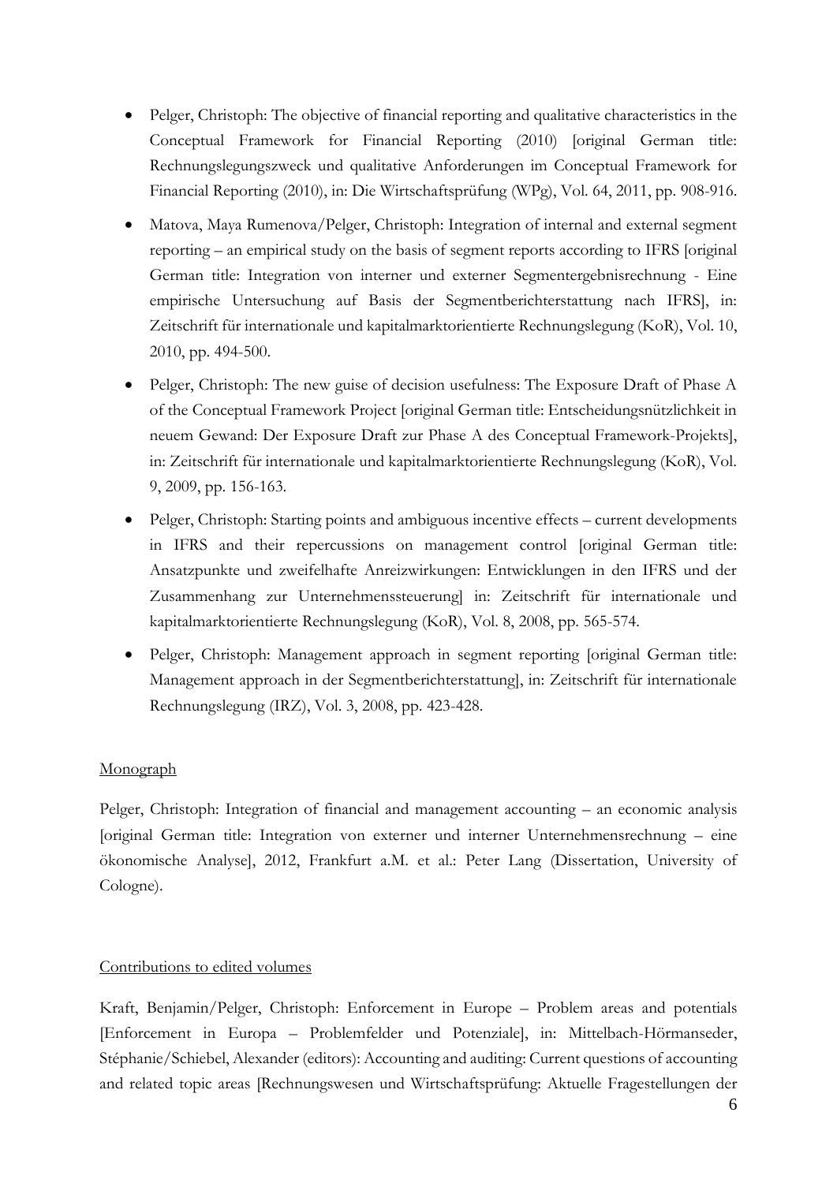- Pelger, Christoph: The objective of financial reporting and qualitative characteristics in the Conceptual Framework for Financial Reporting (2010) [original German title: Rechnungslegungszweck und qualitative Anforderungen im Conceptual Framework for Financial Reporting (2010), in: Die Wirtschaftsprüfung (WPg), Vol. 64, 2011, pp. 908-916.
- Matova, Maya Rumenova/Pelger, Christoph: Integration of internal and external segment reporting – an empirical study on the basis of segment reports according to IFRS [original German title: Integration von interner und externer Segmentergebnisrechnung - Eine empirische Untersuchung auf Basis der Segmentberichterstattung nach IFRS], in: Zeitschrift für internationale und kapitalmarktorientierte Rechnungslegung (KoR), Vol. 10, 2010, pp. 494-500.
- Pelger, Christoph: The new guise of decision usefulness: The Exposure Draft of Phase A of the Conceptual Framework Project [original German title: Entscheidungsnützlichkeit in neuem Gewand: Der Exposure Draft zur Phase A des Conceptual Framework-Projekts], in: Zeitschrift für internationale und kapitalmarktorientierte Rechnungslegung (KoR), Vol. 9, 2009, pp. 156-163.
- Pelger, Christoph: Starting points and ambiguous incentive effects – current developments in IFRS and their repercussions on management control [original German title: Ansatzpunkte und zweifelhafte Anreizwirkungen: Entwicklungen in den IFRS und der Zusammenhang zur Unternehmenssteuerung] in: Zeitschrift für internationale und kapitalmarktorientierte Rechnungslegung (KoR), Vol. 8, 2008, pp. 565-574.
- Pelger, Christoph: Management approach in segment reporting [original German title: Management approach in der Segmentberichterstattung], in: Zeitschrift für internationale Rechnungslegung (IRZ), Vol. 3, 2008, pp. 423-428.

## Monograph

Pelger, Christoph: Integration of financial and management accounting – an economic analysis [original German title: Integration von externer und interner Unternehmensrechnung – eine ökonomische Analyse], 2012, Frankfurt a.M. et al.: Peter Lang (Dissertation, University of Cologne).

## Contributions to edited volumes

Kraft, Benjamin/Pelger, Christoph: Enforcement in Europe – Problem areas and potentials [Enforcement in Europa – Problemfelder und Potenziale], in: Mittelbach-Hörmanseder, Stéphanie/Schiebel, Alexander (editors): Accounting and auditing: Current questions of accounting and related topic areas [Rechnungswesen und Wirtschaftsprüfung: Aktuelle Fragestellungen der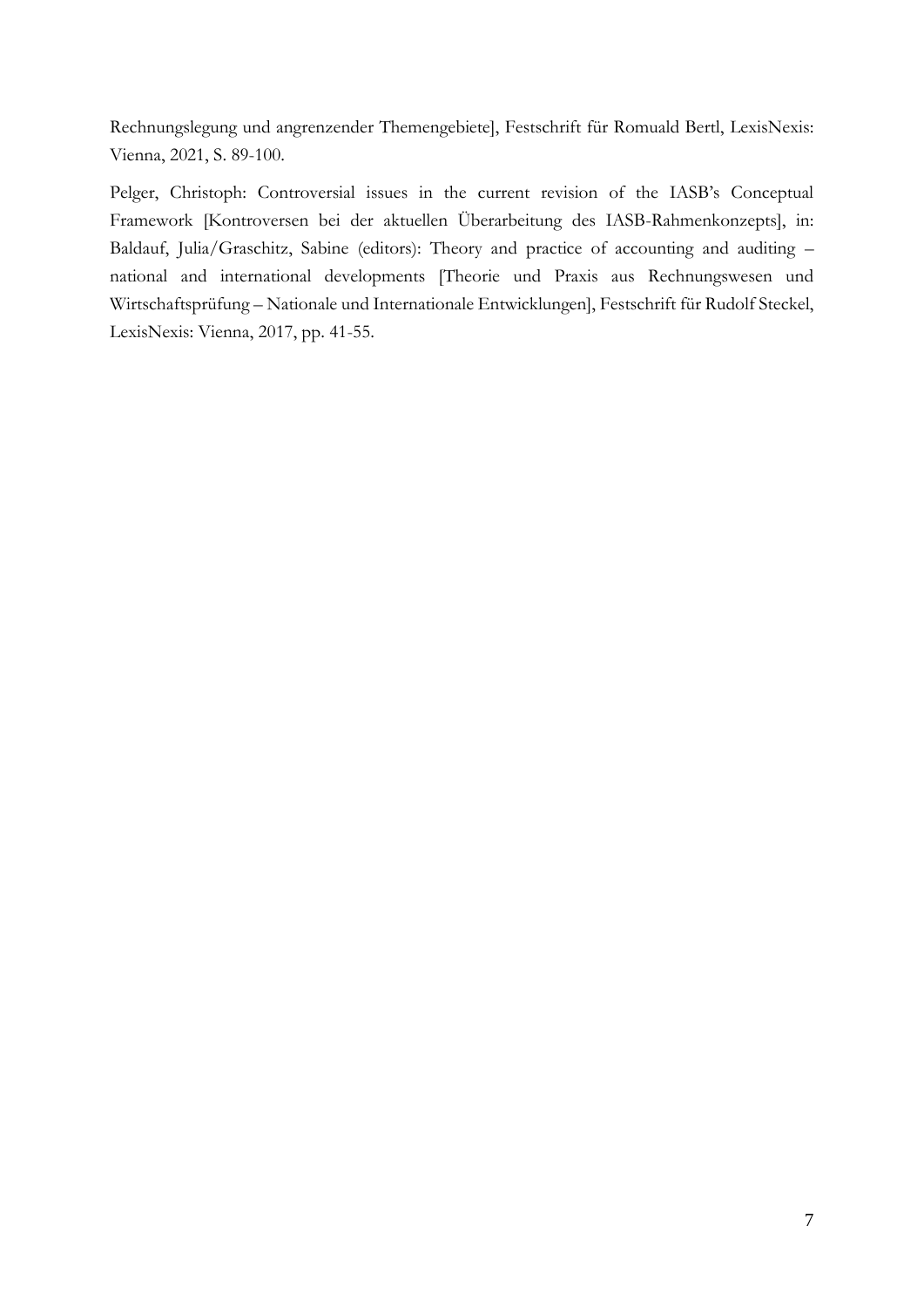Rechnungslegung und angrenzender Themengebiete], Festschrift für Romuald Bertl, LexisNexis: Vienna, 2021, S. 89-100.

Pelger, Christoph: Controversial issues in the current revision of the IASB's Conceptual Framework [Kontroversen bei der aktuellen Überarbeitung des IASB-Rahmenkonzepts], in: Baldauf, Julia/Graschitz, Sabine (editors): Theory and practice of accounting and auditing – national and international developments [Theorie und Praxis aus Rechnungswesen und Wirtschaftsprüfung – Nationale und Internationale Entwicklungen], Festschrift für Rudolf Steckel, LexisNexis: Vienna, 2017, pp. 41-55.